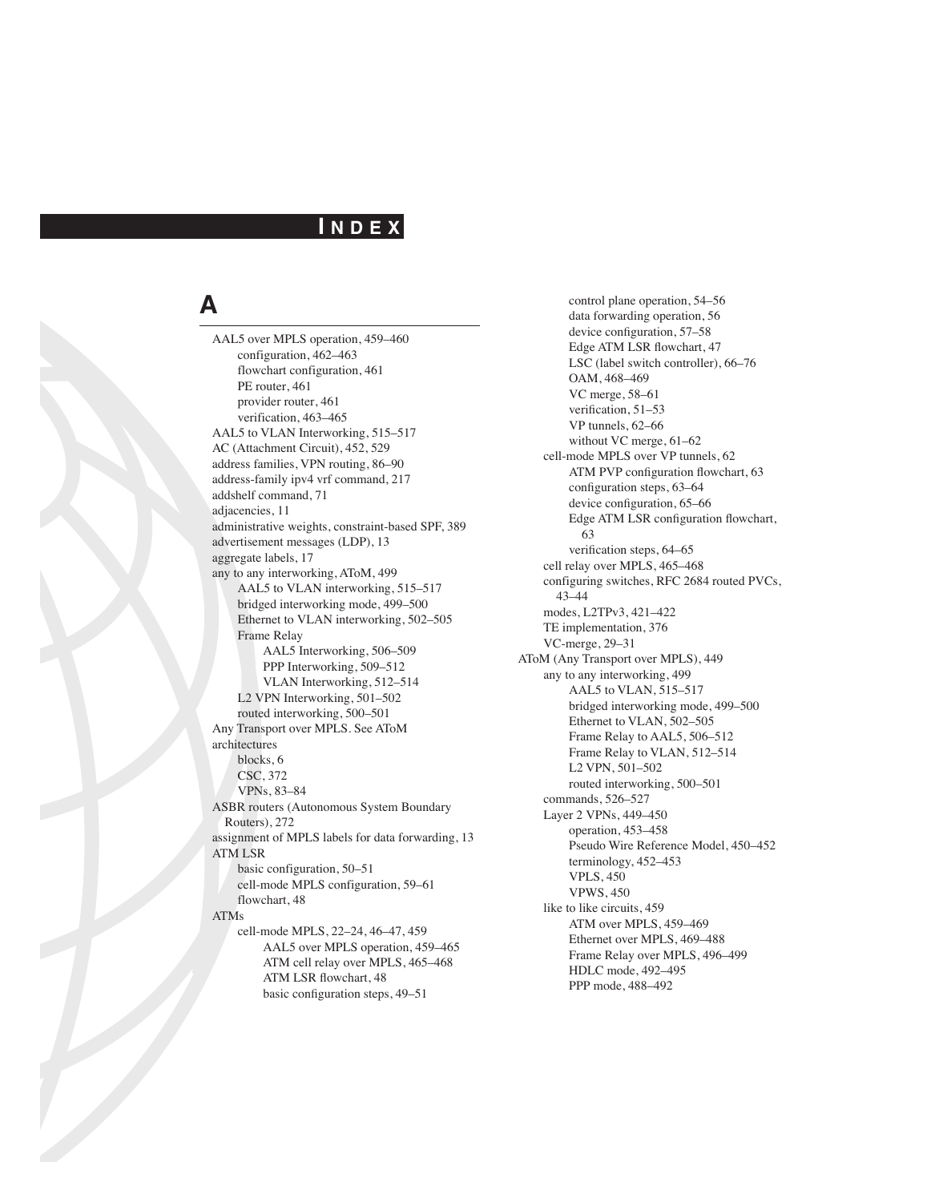# INDEX

## A

- AAL5 over MPLS operation, 459–460
  - configuration, 462–463
  - flowchart configuration, 461
  - PE router, 461
  - provider router, 461
  - verification, 463–465
- AAL5 to VLAN Interworking, 515–517
- AC (Attachment Circuit), 452, 529
- address families, VPN routing, 86–90
- address-family ipv4 vrf command, 217
- addshelf command, 71
- adjacencies, 11
- administrative weights, constraint-based SPF, 389
- advertisement messages (LDP), 13
- aggregate labels, 17
- any to any interworking, AToM, 499
  - AAL5 to VLAN interworking, 515–517
  - bridged interworking mode, 499–500
  - Ethernet to VLAN interworking, 502–505
  - Frame Relay
    - AAL5 Interworking, 506–509
    - PPP Interworking, 509–512
    - VLAN Interworking, 512–514
  - L2 VPN Interworking, 501–502
  - routed interworking, 500–501
- Any Transport over MPLS. See AToM
- architectures
  - blocks, 6
  - CSC, 372
  - VPNs, 83–84
- ASBR routers (Autonomous System Boundary Routers), 272
- assignment of MPLS labels for data forwarding, 13
- ATM LSR
  - basic configuration, 50–51
  - cell-mode MPLS configuration, 59–61
  - flowchart, 48
- ATMs
  - cell-mode MPLS, 22–24, 46–47, 459
    - AAL5 over MPLS operation, 459–465
    - ATM cell relay over MPLS, 465–468
    - ATM LSR flowchart, 48
    - basic configuration steps, 49–51
    - control plane operation, 54–56
    - data forwarding operation, 56
    - device configuration, 57–58
    - Edge ATM LSR flowchart, 47
    - LSC (label switch controller), 66–76
    - OAM, 468–469
    - VC merge, 58–61
    - verification, 51–53
    - VP tunnels, 62–66
    - without VC merge, 61–62
  - cell-mode MPLS over VP tunnels, 62
    - ATM PVP configuration flowchart, 63
    - configuration steps, 63–64
    - device configuration, 65–66
    - Edge ATM LSR configuration flowchart, 63
    - verification steps, 64–65
  - cell relay over MPLS, 465–468
  - configuring switches, RFC 2684 routed PVCs, 43–44
  - modes, L2TPv3, 421–422
  - TE implementation, 376
  - VC-merge, 29–31
- AToM (Any Transport over MPLS), 449
  - any to any interworking, 499
    - AAL5 to VLAN, 515–517
    - bridged interworking mode, 499–500
    - Ethernet to VLAN, 502–505
    - Frame Relay to AAL5, 506–512
    - Frame Relay to VLAN, 512–514
    - L2 VPN, 501–502
    - routed interworking, 500–501
  - commands, 526–527
  - Layer 2 VPNs, 449–450
    - operation, 453–458
    - Pseudo Wire Reference Model, 450–452
    - terminology, 452–453
    - VPLS, 450
    - VPWS, 450
  - like to like circuits, 459
    - ATM over MPLS, 459–469
    - Ethernet over MPLS, 469–488
    - Frame Relay over MPLS, 496–499
    - HDLC mode, 492–495
    - PPP mode, 488–492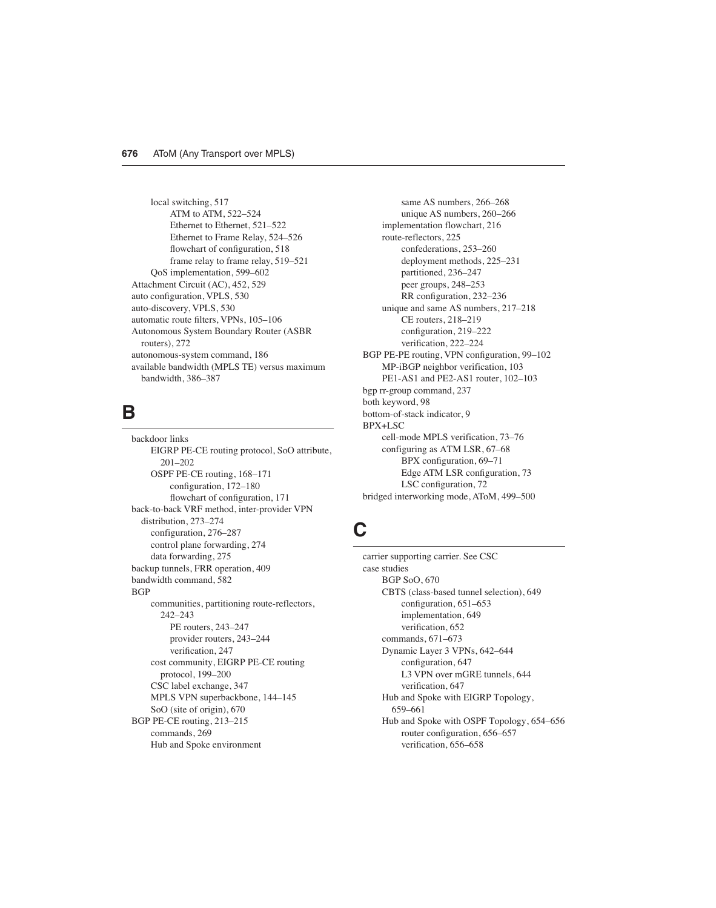local switching, 517
- ATM to ATM, 522–524
- Ethernet to Ethernet, 521–522
- Ethernet to Frame Relay, 524–526
- flowchart of configuration, 518
- frame relay to frame relay, 519–521

QoS implementation, 599–602

Attachment Circuit (AC), 452, 529
auto configuration, VPLS, 530
auto-discovery, VPLS, 530
automatic route filters, VPNs, 105–106
Autonomous System Boundary Router (ASBR routers), 272
autonomous-system command, 186
available bandwidth (MPLS TE) versus maximum bandwidth, 386–387

## B

backdoor links
- EIGRP PE-CE routing protocol, SoO attribute, 201–202
- OSPF PE-CE routing, 168–171
  - configuration, 172–180
  - flowchart of configuration, 171

back-to-back VRF method, inter-provider VPN distribution, 273–274
- configuration, 276–287
- control plane forwarding, 274
- data forwarding, 275

backup tunnels, FRR operation, 409
bandwidth command, 582
BGP
- communities, partitioning route-reflectors, 242–243
  - PE routers, 243–247
  - provider routers, 243–244
  - verification, 247
- cost community, EIGRP PE-CE routing protocol, 199–200
- CSC label exchange, 347
- MPLS VPN superbackbone, 144–145
- SoO (site of origin), 670

BGP PE-CE routing, 213–215
- commands, 269
- Hub and Spoke environment
  - same AS numbers, 266–268
  - unique AS numbers, 260–266
- implementation flowchart, 216
- route-reflectors, 225
  - confederations, 253–260
  - deployment methods, 225–231
  - partitioned, 236–247
  - peer groups, 248–253
  - RR configuration, 232–236
- unique and same AS numbers, 217–218
  - CE routers, 218–219
  - configuration, 219–222
  - verification, 222–224

BGP PE-PE routing, VPN configuration, 99–102
- MP-iBGP neighbor verification, 103
- PE1-AS1 and PE2-AS1 router, 102–103

bgp rr-group command, 237
both keyword, 98
bottom-of-stack indicator, 9
BPX+LSC
- cell-mode MPLS verification, 73–76
- configuring as ATM LSR, 67–68
  - BPX configuration, 69–71
  - Edge ATM LSR configuration, 73
  - LSC configuration, 72

bridged interworking mode, AToM, 499–500

## C

carrier supporting carrier. See CSC
case studies
- BGP SoO, 670
- CBTS (class-based tunnel selection), 649
  - configuration, 651–653
  - implementation, 649
  - verification, 652
- commands, 671–673
- Dynamic Layer 3 VPNs, 642–644
  - configuration, 647
  - L3 VPN over mGRE tunnels, 644
  - verification, 647
- Hub and Spoke with EIGRP Topology, 659–661
- Hub and Spoke with OSPF Topology, 654–656
  - router configuration, 656–657
  - verification, 656–658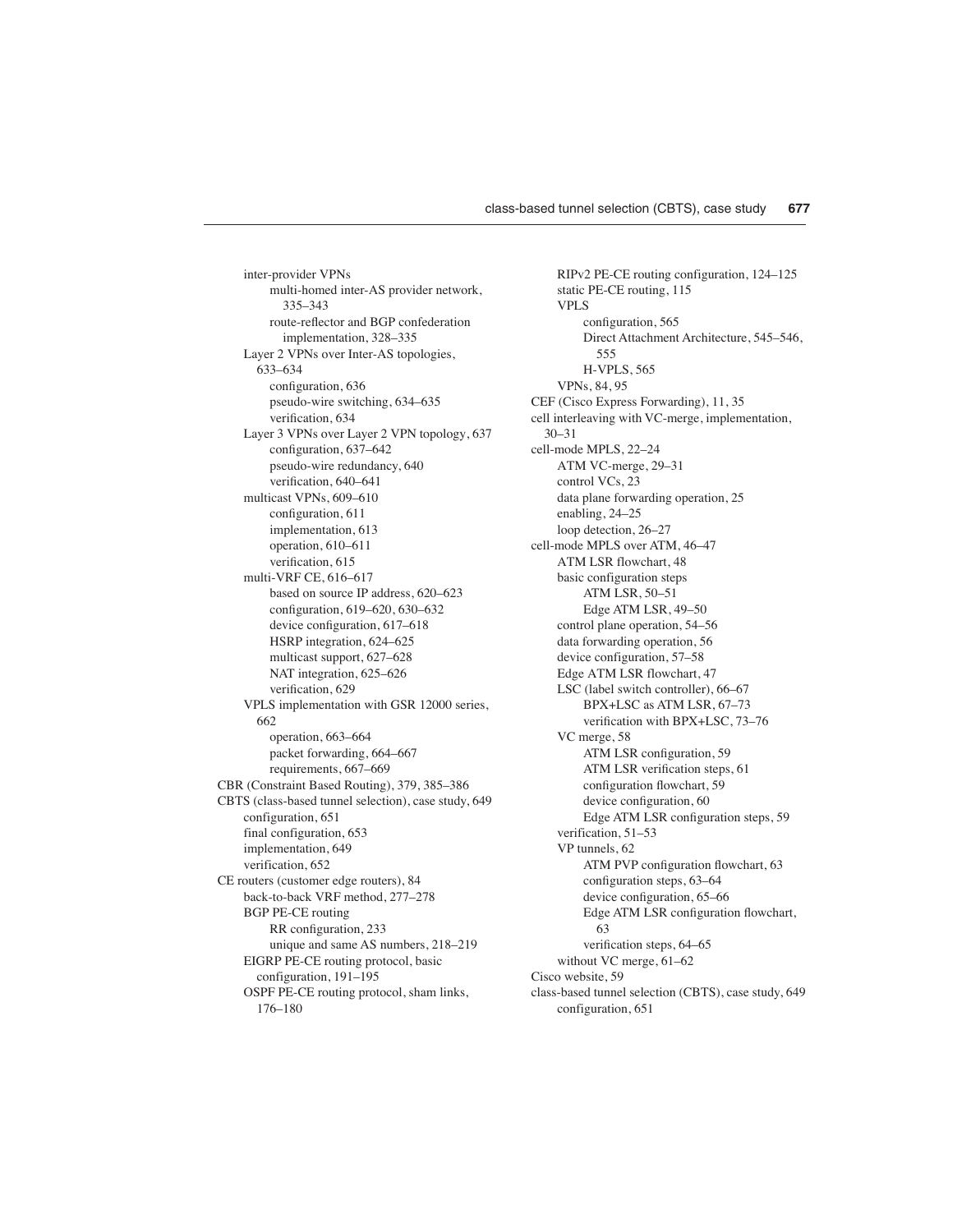- inter-provider VPNs
  - multi-homed inter-AS provider network, 335–343
  - route-reflector and BGP confederation implementation, 328–335
- Layer 2 VPNs over Inter-AS topologies, 633–634
  - configuration, 636
  - pseudo-wire switching, 634–635
  - verification, 634
- Layer 3 VPNs over Layer 2 VPN topology, 637
  - configuration, 637–642
  - pseudo-wire redundancy, 640
  - verification, 640–641
- multicast VPNs, 609–610
  - configuration, 611
  - implementation, 613
  - operation, 610–611
  - verification, 615
- multi-VRF CE, 616–617
  - based on source IP address, 620–623
  - configuration, 619–620, 630–632
  - device configuration, 617–618
  - HSRP integration, 624–625
  - multicast support, 627–628
  - NAT integration, 625–626
  - verification, 629
- VPLS implementation with GSR 12000 series, 662
  - operation, 663–664
  - packet forwarding, 664–667
  - requirements, 667–669

CBR (Constraint Based Routing), 379, 385–386

CBTS (class-based tunnel selection), case study, 649
- configuration, 651
- final configuration, 653
- implementation, 649
- verification, 652

CE routers (customer edge routers), 84
- back-to-back VRF method, 277–278
- BGP PE-CE routing
  - RR configuration, 233
  - unique and same AS numbers, 218–219
- EIGRP PE-CE routing protocol, basic configuration, 191–195
- OSPF PE-CE routing protocol, sham links, 176–180
- RIPv2 PE-CE routing configuration, 124–125
- static PE-CE routing, 115
- VPLS
  - configuration, 565
  - Direct Attachment Architecture, 545–546, 555
  - H-VPLS, 565
- VPNs, 84, 95

CEF (Cisco Express Forwarding), 11, 35

cell interleaving with VC-merge, implementation, 30–31

cell-mode MPLS, 22–24
- ATM VC-merge, 29–31
- control VCs, 23
- data plane forwarding operation, 25
- enabling, 24–25
- loop detection, 26–27

cell-mode MPLS over ATM, 46–47
- ATM LSR flowchart, 48
- basic configuration steps
  - ATM LSR, 50–51
  - Edge ATM LSR, 49–50
- control plane operation, 54–56
- data forwarding operation, 56
- device configuration, 57–58
- Edge ATM LSR flowchart, 47
- LSC (label switch controller), 66–67
  - BPX+LSC as ATM LSR, 67–73
  - verification with BPX+LSC, 73–76
- VC merge, 58
  - ATM LSR configuration, 59
  - ATM LSR verification steps, 61
  - configuration flowchart, 59
  - device configuration, 60
  - Edge ATM LSR configuration steps, 59
- verification, 51–53
- VP tunnels, 62
  - ATM PVP configuration flowchart, 63
  - configuration steps, 63–64
  - device configuration, 65–66
  - Edge ATM LSR configuration flowchart, 63
  - verification steps, 64–65
- without VC merge, 61–62

Cisco website, 59

class-based tunnel selection (CBTS), case study, 649
- configuration, 651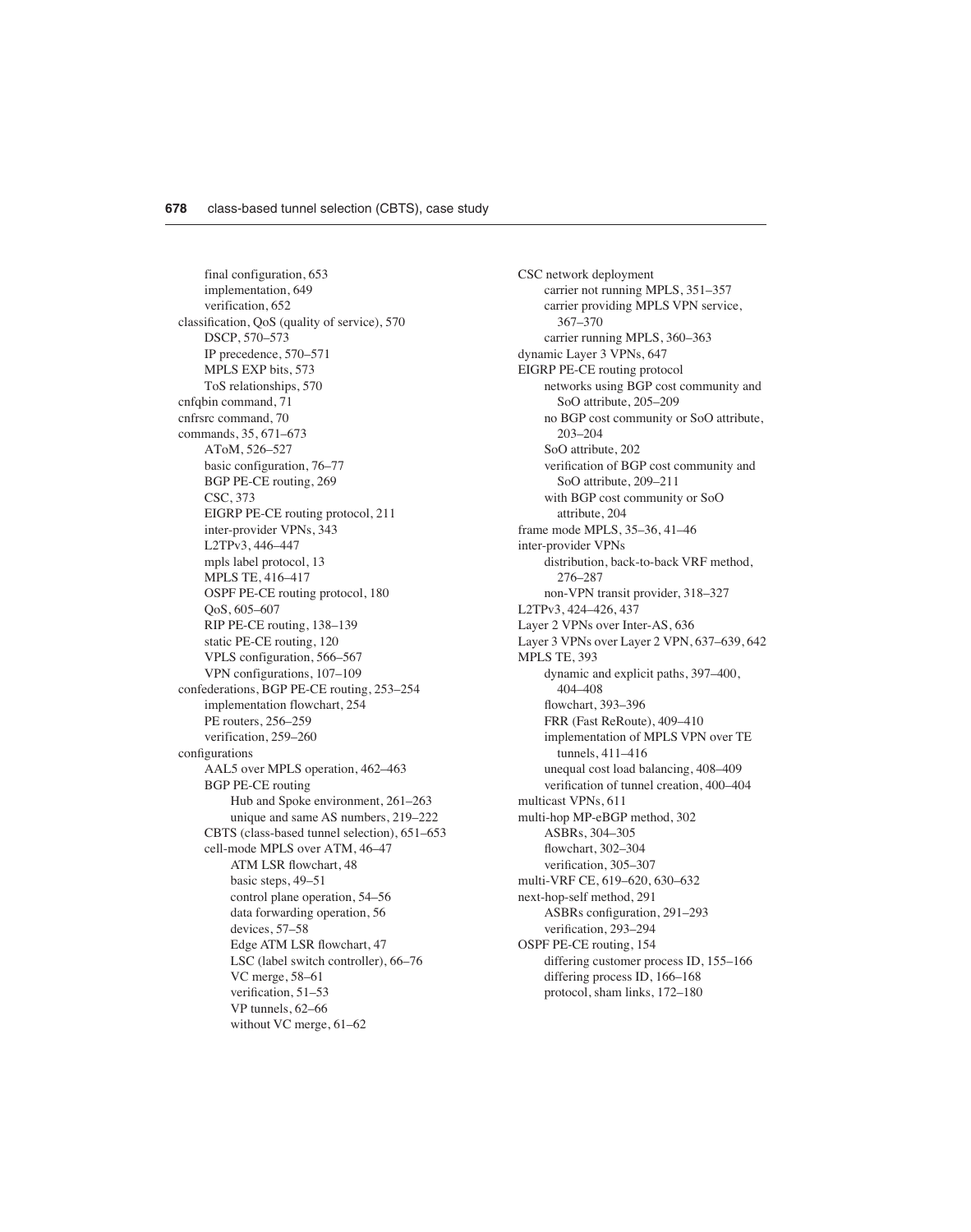final configuration, 653
    implementation, 649
    verification, 652
classification, QoS (quality of service), 570
    DSCP, 570–573
    IP precedence, 570–571
    MPLS EXP bits, 573
    ToS relationships, 570
cnfqbin command, 71
cnfrsrc command, 70
commands, 35, 671–673
    AToM, 526–527
    basic configuration, 76–77
    BGP PE-CE routing, 269
    CSC, 373
    EIGRP PE-CE routing protocol, 211
    inter-provider VPNs, 343
    L2TPv3, 446–447
    mpls label protocol, 13
    MPLS TE, 416–417
    OSPF PE-CE routing protocol, 180
    QoS, 605–607
    RIP PE-CE routing, 138–139
    static PE-CE routing, 120
    VPLS configuration, 566–567
    VPN configurations, 107–109
confederations, BGP PE-CE routing, 253–254
    implementation flowchart, 254
    PE routers, 256–259
    verification, 259–260
configurations
    AAL5 over MPLS operation, 462–463
    BGP PE-CE routing
        Hub and Spoke environment, 261–263
        unique and same AS numbers, 219–222
    CBTS (class-based tunnel selection), 651–653
    cell-mode MPLS over ATM, 46–47
        ATM LSR flowchart, 48
        basic steps, 49–51
        control plane operation, 54–56
        data forwarding operation, 56
        devices, 57–58
        Edge ATM LSR flowchart, 47
        LSC (label switch controller), 66–76
        VC merge, 58–61
        verification, 51–53
        VP tunnels, 62–66
        without VC merge, 61–62
    CSC network deployment
        carrier not running MPLS, 351–357
        carrier providing MPLS VPN service, 367–370
        carrier running MPLS, 360–363
    dynamic Layer 3 VPNs, 647
    EIGRP PE-CE routing protocol
        networks using BGP cost community and SoO attribute, 205–209
        no BGP cost community or SoO attribute, 203–204
        SoO attribute, 202
        verification of BGP cost community and SoO attribute, 209–211
        with BGP cost community or SoO attribute, 204
    frame mode MPLS, 35–36, 41–46
    inter-provider VPNs
        distribution, back-to-back VRF method, 276–287
        non-VPN transit provider, 318–327
    L2TPv3, 424–426, 437
    Layer 2 VPNs over Inter-AS, 636
    Layer 3 VPNs over Layer 2 VPN, 637–639, 642
    MPLS TE, 393
        dynamic and explicit paths, 397–400, 404–408
        flowchart, 393–396
        FRR (Fast ReRoute), 409–410
        implementation of MPLS VPN over TE tunnels, 411–416
        unequal cost load balancing, 408–409
        verification of tunnel creation, 400–404
    multicast VPNs, 611
    multi-hop MP-eBGP method, 302
        ASBRs, 304–305
        flowchart, 302–304
        verification, 305–307
    multi-VRF CE, 619–620, 630–632
    next-hop-self method, 291
        ASBRs configuration, 291–293
        verification, 293–294
    OSPF PE-CE routing, 154
        differing customer process ID, 155–166
        differing process ID, 166–168
        protocol, sham links, 172–180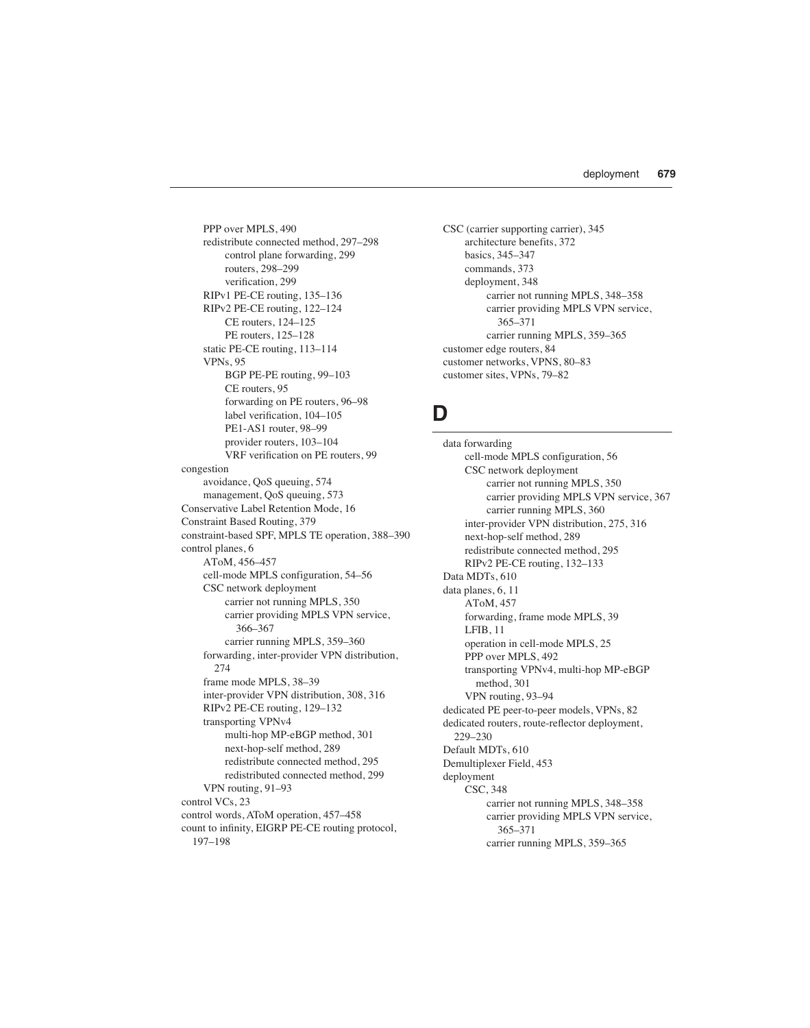PPP over MPLS, 490
redistribute connected method, 297–298
control plane forwarding, 299
routers, 298–299
verification, 299
RIPv1 PE-CE routing, 135–136
RIPv2 PE-CE routing, 122–124
CE routers, 124–125
PE routers, 125–128
static PE-CE routing, 113–114
VPNs, 95
BGP PE-PE routing, 99–103
CE routers, 95
forwarding on PE routers, 96–98
label verification, 104–105
PE1-AS1 router, 98–99
provider routers, 103–104
VRF verification on PE routers, 99

congestion
avoidance, QoS queuing, 574
management, QoS queuing, 573

Conservative Label Retention Mode, 16

Constraint Based Routing, 379

constraint-based SPF, MPLS TE operation, 388–390

control planes, 6
AToM, 456–457
cell-mode MPLS configuration, 54–56
CSC network deployment
carrier not running MPLS, 350
carrier providing MPLS VPN service, 366–367
carrier running MPLS, 359–360
forwarding, inter-provider VPN distribution, 274
frame mode MPLS, 38–39
inter-provider VPN distribution, 308, 316
RIPv2 PE-CE routing, 129–132
transporting VPNv4
multi-hop MP-eBGP method, 301
next-hop-self method, 289
redistribute connected method, 295
redistributed connected method, 299
VPN routing, 91–93

control VCs, 23

control words, AToM operation, 457–458

count to infinity, EIGRP PE-CE routing protocol, 197–198

CSC (carrier supporting carrier), 345
architecture benefits, 372
basics, 345–347
commands, 373
deployment, 348
carrier not running MPLS, 348–358
carrier providing MPLS VPN service, 365–371
carrier running MPLS, 359–365

customer edge routers, 84

customer networks, VPNS, 80–83

customer sites, VPNs, 79–82

# D

data forwarding
cell-mode MPLS configuration, 56
CSC network deployment
carrier not running MPLS, 350
carrier providing MPLS VPN service, 367
carrier running MPLS, 360
inter-provider VPN distribution, 275, 316
next-hop-self method, 289
redistribute connected method, 295
RIPv2 PE-CE routing, 132–133

Data MDTs, 610

data planes, 6, 11
AToM, 457
forwarding, frame mode MPLS, 39
LFIB, 11
operation in cell-mode MPLS, 25
PPP over MPLS, 492
transporting VPNv4, multi-hop MP-eBGP method, 301
VPN routing, 93–94

dedicated PE peer-to-peer models, VPNs, 82

dedicated routers, route-reflector deployment, 229–230

Default MDTs, 610

Demultiplexer Field, 453

deployment
CSC, 348
carrier not running MPLS, 348–358
carrier providing MPLS VPN service, 365–371
carrier running MPLS, 359–365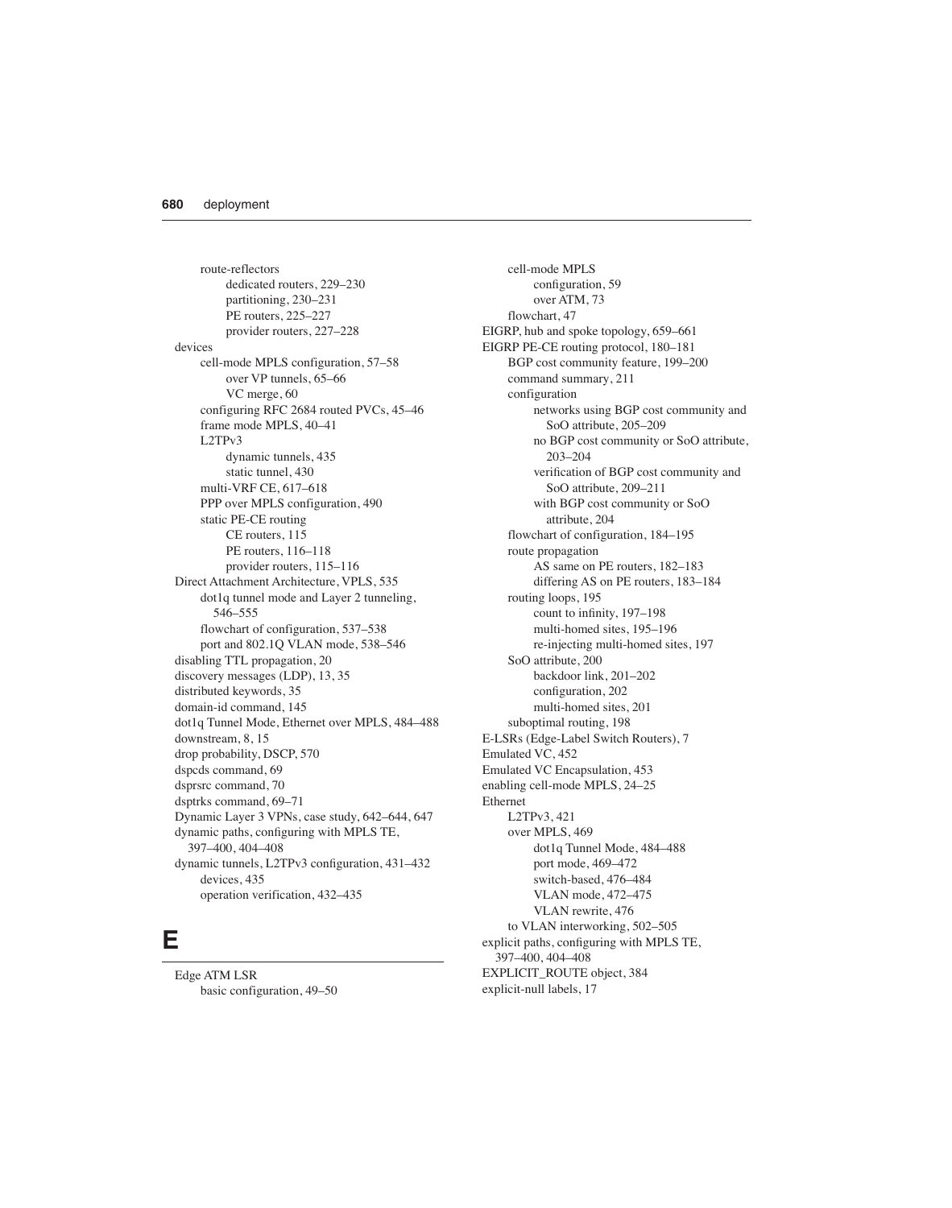route-reflectors
    dedicated routers, 229–230
    partitioning, 230–231
    PE routers, 225–227
    provider routers, 227–228

devices
  cell-mode MPLS configuration, 57–58
    over VP tunnels, 65–66
    VC merge, 60
  configuring RFC 2684 routed PVCs, 45–46
  frame mode MPLS, 40–41
  L2TPv3
    dynamic tunnels, 435
    static tunnel, 430
  multi-VRF CE, 617–618
  PPP over MPLS configuration, 490
  static PE-CE routing
    CE routers, 115
    PE routers, 116–118
    provider routers, 115–116

Direct Attachment Architecture, VPLS, 535
  dot1q tunnel mode and Layer 2 tunneling, 546–555
  flowchart of configuration, 537–538
  port and 802.1Q VLAN mode, 538–546

disabling TTL propagation, 20
discovery messages (LDP), 13, 35
distributed keywords, 35
domain-id command, 145
dot1q Tunnel Mode, Ethernet over MPLS, 484–488
downstream, 8, 15
drop probability, DSCP, 570
dspcds command, 69
dsprsrc command, 70
dsptrks command, 69–71
Dynamic Layer 3 VPNs, case study, 642–644, 647
dynamic paths, configuring with MPLS TE, 397–400, 404–408
dynamic tunnels, L2TPv3 configuration, 431–432
  devices, 435
  operation verification, 432–435

# E

Edge ATM LSR
  basic configuration, 49–50
  cell-mode MPLS
    configuration, 59
    over ATM, 73
  flowchart, 47

EIGRP, hub and spoke topology, 659–661
EIGRP PE-CE routing protocol, 180–181
  BGP cost community feature, 199–200
  command summary, 211
  configuration
    networks using BGP cost community and SoO attribute, 205–209
    no BGP cost community or SoO attribute, 203–204
    verification of BGP cost community and SoO attribute, 209–211
    with BGP cost community or SoO attribute, 204
  flowchart of configuration, 184–195
  route propagation
    AS same on PE routers, 182–183
    differing AS on PE routers, 183–184
  routing loops, 195
    count to infinity, 197–198
    multi-homed sites, 195–196
    re-injecting multi-homed sites, 197
  SoO attribute, 200
    backdoor link, 201–202
    configuration, 202
    multi-homed sites, 201
  suboptimal routing, 198

E-LSRs (Edge-Label Switch Routers), 7
Emulated VC, 452
Emulated VC Encapsulation, 453
enabling cell-mode MPLS, 24–25
Ethernet
  L2TPv3, 421
  over MPLS, 469
    dot1q Tunnel Mode, 484–488
    port mode, 469–472
    switch-based, 476–484
    VLAN mode, 472–475
    VLAN rewrite, 476
  to VLAN interworking, 502–505

explicit paths, configuring with MPLS TE, 397–400, 404–408
EXPLICIT_ROUTE object, 384
explicit-null labels, 17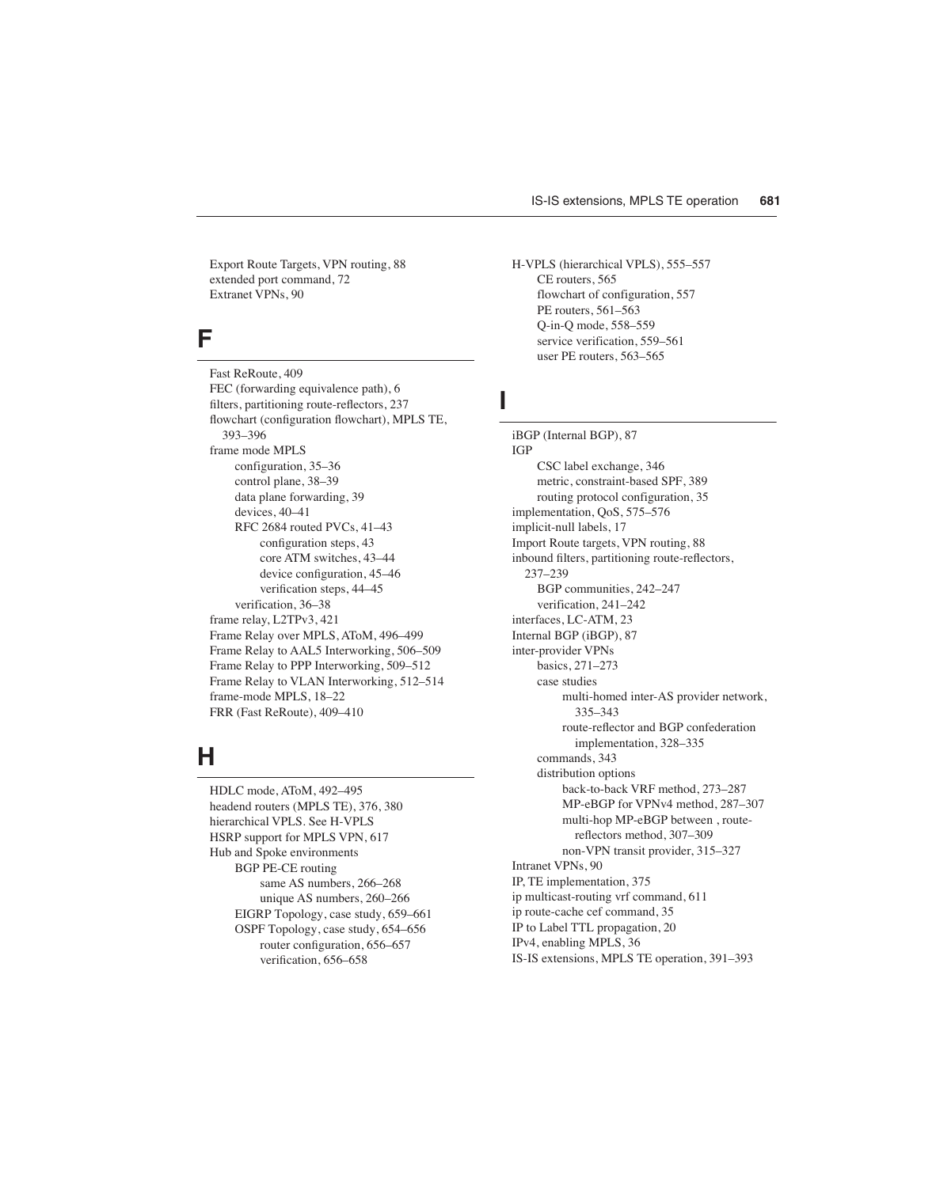Export Route Targets, VPN routing, 88
extended port command, 72
Extranet VPNs, 90

## F

Fast ReRoute, 409
FEC (forwarding equivalence path), 6
filters, partitioning route-reflectors, 237
flowchart (configuration flowchart), MPLS TE, 393–396
frame mode MPLS
- configuration, 35–36
- control plane, 38–39
- data plane forwarding, 39
- devices, 40–41
- RFC 2684 routed PVCs, 41–43
  - configuration steps, 43
  - core ATM switches, 43–44
  - device configuration, 45–46
  - verification steps, 44–45
- verification, 36–38

frame relay, L2TPv3, 421
Frame Relay over MPLS, AToM, 496–499
Frame Relay to AAL5 Interworking, 506–509
Frame Relay to PPP Interworking, 509–512
Frame Relay to VLAN Interworking, 512–514
frame-mode MPLS, 18–22
FRR (Fast ReRoute), 409–410

## H

HDLC mode, AToM, 492–495
headend routers (MPLS TE), 376, 380
hierarchical VPLS. See H-VPLS
HSRP support for MPLS VPN, 617
Hub and Spoke environments
- BGP PE-CE routing
  - same AS numbers, 266–268
  - unique AS numbers, 260–266
- EIGRP Topology, case study, 659–661
- OSPF Topology, case study, 654–656
  - router configuration, 656–657
  - verification, 656–658

H-VPLS (hierarchical VPLS), 555–557
- CE routers, 565
- flowchart of configuration, 557
- PE routers, 561–563
- Q-in-Q mode, 558–559
- service verification, 559–561
- user PE routers, 563–565

## I

iBGP (Internal BGP), 87
IGP
- CSC label exchange, 346
- metric, constraint-based SPF, 389
- routing protocol configuration, 35

implementation, QoS, 575–576
implicit-null labels, 17
Import Route targets, VPN routing, 88
inbound filters, partitioning route-reflectors, 237–239
- BGP communities, 242–247
- verification, 241–242

interfaces, LC-ATM, 23
Internal BGP (iBGP), 87
inter-provider VPNs
- basics, 271–273
- case studies
  - multi-homed inter-AS provider network, 335–343
  - route-reflector and BGP confederation implementation, 328–335
- commands, 343
- distribution options
  - back-to-back VRF method, 273–287
  - MP-eBGP for VPNv4 method, 287–307
  - multi-hop MP-eBGP between , route-reflectors method, 307–309
  - non-VPN transit provider, 315–327

Intranet VPNs, 90
IP, TE implementation, 375
ip multicast-routing vrf command, 611
ip route-cache cef command, 35
IP to Label TTL propagation, 20
IPv4, enabling MPLS, 36
IS-IS extensions, MPLS TE operation, 391–393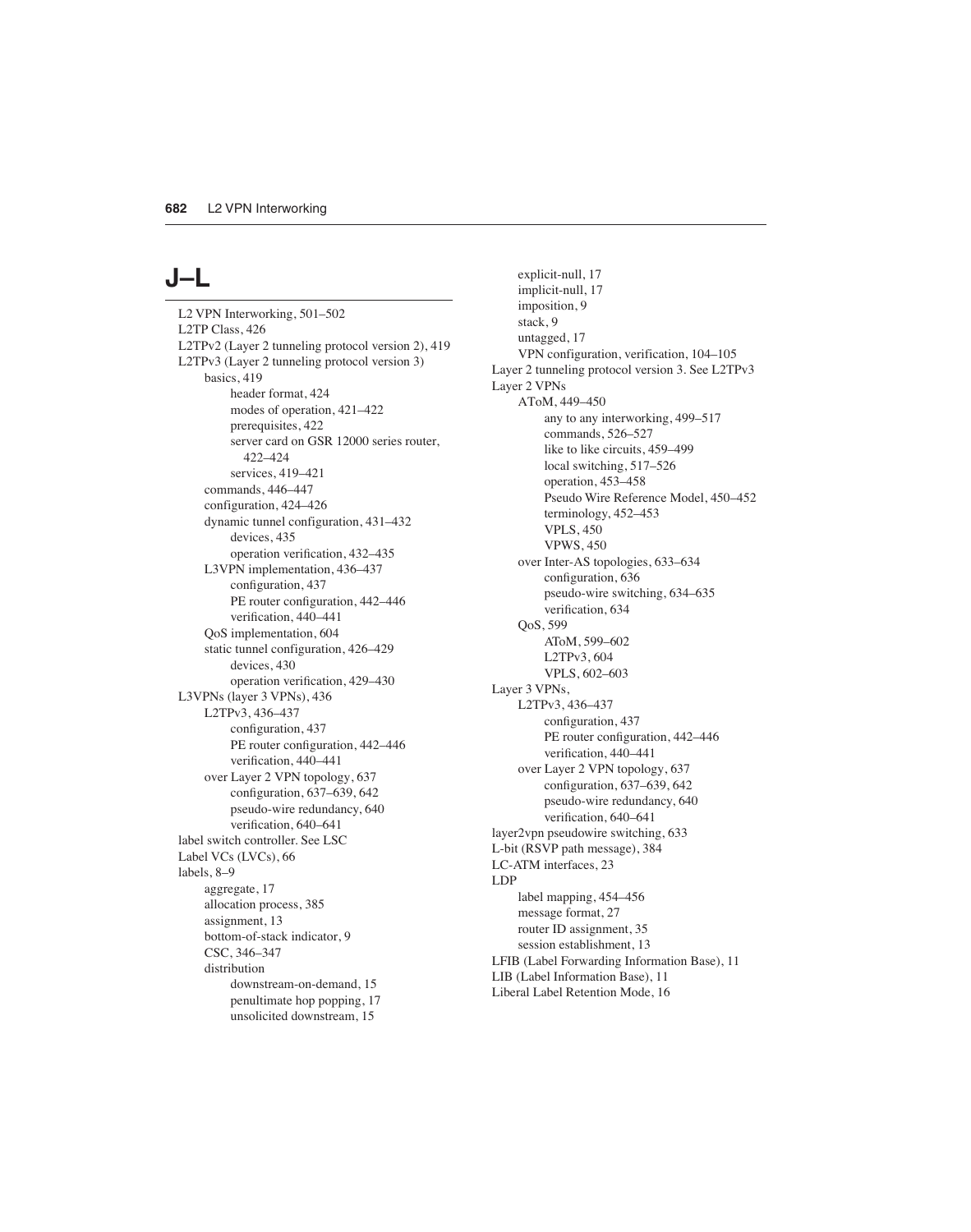# J–L

L2 VPN Interworking, 501–502
L2TP Class, 426
L2TPv2 (Layer 2 tunneling protocol version 2), 419
L2TPv3 (Layer 2 tunneling protocol version 3)
- basics, 419
  - header format, 424
  - modes of operation, 421–422
  - prerequisites, 422
  - server card on GSR 12000 series router, 422–424
  - services, 419–421
- commands, 446–447
- configuration, 424–426
- dynamic tunnel configuration, 431–432
  - devices, 435
  - operation verification, 432–435
- L3VPN implementation, 436–437
  - configuration, 437
  - PE router configuration, 442–446
  - verification, 440–441
- QoS implementation, 604
- static tunnel configuration, 426–429
  - devices, 430
  - operation verification, 429–430

L3VPNs (layer 3 VPNs), 436
- L2TPv3, 436–437
  - configuration, 437
  - PE router configuration, 442–446
  - verification, 440–441
- over Layer 2 VPN topology, 637
  - configuration, 637–639, 642
  - pseudo-wire redundancy, 640
  - verification, 640–641

label switch controller. See LSC
Label VCs (LVCs), 66
labels, 8–9
- aggregate, 17
- allocation process, 385
- assignment, 13
- bottom-of-stack indicator, 9
- CSC, 346–347
- distribution
  - downstream-on-demand, 15
  - penultimate hop popping, 17
  - unsolicited downstream, 15
- explicit-null, 17
- implicit-null, 17
- imposition, 9
- stack, 9
- untagged, 17
- VPN configuration, verification, 104–105

Layer 2 tunneling protocol version 3. See L2TPv3
Layer 2 VPNs
- AToM, 449–450
  - any to any interworking, 499–517
  - commands, 526–527
  - like to like circuits, 459–499
  - local switching, 517–526
  - operation, 453–458
  - Pseudo Wire Reference Model, 450–452
  - terminology, 452–453
  - VPLS, 450
  - VPWS, 450
- over Inter-AS topologies, 633–634
  - configuration, 636
  - pseudo-wire switching, 634–635
  - verification, 634
- QoS, 599
  - AToM, 599–602
  - L2TPv3, 604
  - VPLS, 602–603

Layer 3 VPNs,
- L2TPv3, 436–437
  - configuration, 437
  - PE router configuration, 442–446
  - verification, 440–441
- over Layer 2 VPN topology, 637
  - configuration, 637–639, 642
  - pseudo-wire redundancy, 640
  - verification, 640–641

layer2vpn pseudowire switching, 633
L-bit (RSVP path message), 384
LC-ATM interfaces, 23
LDP
- label mapping, 454–456
- message format, 27
- router ID assignment, 35
- session establishment, 13

LFIB (Label Forwarding Information Base), 11
LIB (Label Information Base), 11
Liberal Label Retention Mode, 16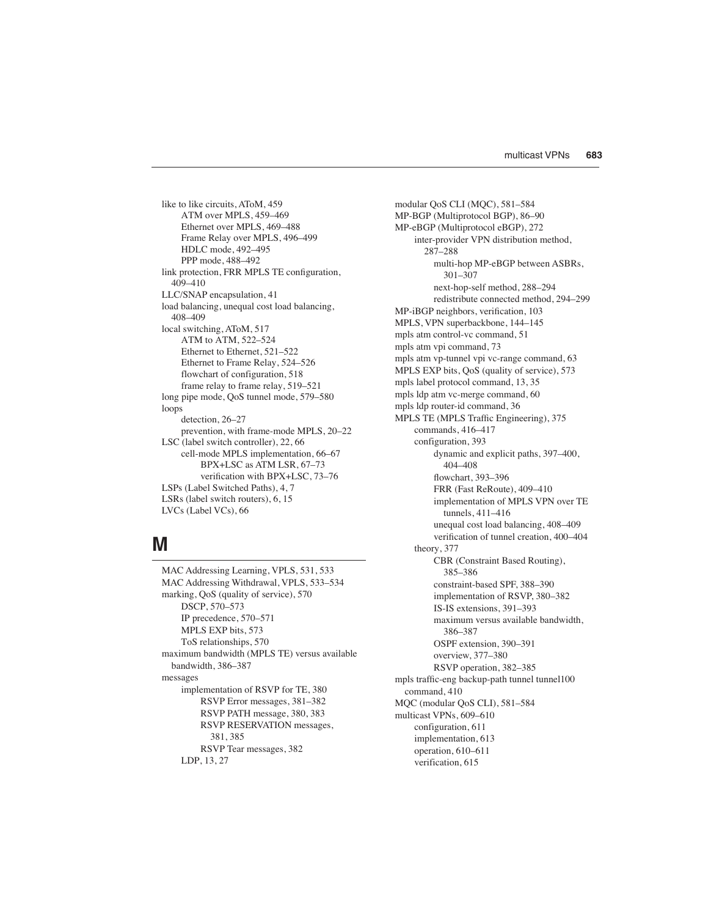like to like circuits, AToM, 459
- ATM over MPLS, 459–469
- Ethernet over MPLS, 469–488
- Frame Relay over MPLS, 496–499
- HDLC mode, 492–495
- PPP mode, 488–492

link protection, FRR MPLS TE configuration, 409–410
LLC/SNAP encapsulation, 41
load balancing, unequal cost load balancing, 408–409
local switching, AToM, 517
- ATM to ATM, 522–524
- Ethernet to Ethernet, 521–522
- Ethernet to Frame Relay, 524–526
- flowchart of configuration, 518
- frame relay to frame relay, 519–521

long pipe mode, QoS tunnel mode, 579–580
loops
- detection, 26–27
- prevention, with frame-mode MPLS, 20–22

LSC (label switch controller), 22, 66
- cell-mode MPLS implementation, 66–67
  - BPX+LSC as ATM LSR, 67–73
  - verification with BPX+LSC, 73–76

LSPs (Label Switched Paths), 4, 7
LSRs (label switch routers), 6, 15
LVCs (Label VCs), 66

## M

MAC Addressing Learning, VPLS, 531, 533
MAC Addressing Withdrawal, VPLS, 533–534
marking, QoS (quality of service), 570
- DSCP, 570–573
- IP precedence, 570–571
- MPLS EXP bits, 573
- ToS relationships, 570

maximum bandwidth (MPLS TE) versus available bandwidth, 386–387
messages
- implementation of RSVP for TE, 380
  - RSVP Error messages, 381–382
  - RSVP PATH message, 380, 383
  - RSVP RESERVATION messages, 381, 385
  - RSVP Tear messages, 382
- LDP, 13, 27

modular QoS CLI (MQC), 581–584
MP-BGP (Multiprotocol BGP), 86–90
MP-eBGP (Multiprotocol eBGP), 272
- inter-provider VPN distribution method, 287–288
  - multi-hop MP-eBGP between ASBRs, 301–307
  - next-hop-self method, 288–294
  - redistribute connected method, 294–299

MP-iBGP neighbors, verification, 103
MPLS, VPN superbackbone, 144–145
mpls atm control-vc command, 51
mpls atm vpi command, 73
mpls atm vp-tunnel vpi vc-range command, 63
MPLS EXP bits, QoS (quality of service), 573
mpls label protocol command, 13, 35
mpls ldp atm vc-merge command, 60
mpls ldp router-id command, 36
MPLS TE (MPLS Traffic Engineering), 375
- commands, 416–417
- configuration, 393
  - dynamic and explicit paths, 397–400, 404–408
  - flowchart, 393–396
  - FRR (Fast ReRoute), 409–410
  - implementation of MPLS VPN over TE tunnels, 411–416
  - unequal cost load balancing, 408–409
  - verification of tunnel creation, 400–404
- theory, 377
  - CBR (Constraint Based Routing), 385–386
  - constraint-based SPF, 388–390
  - implementation of RSVP, 380–382
  - IS-IS extensions, 391–393
  - maximum versus available bandwidth, 386–387
  - OSPF extension, 390–391
  - overview, 377–380
  - RSVP operation, 382–385

mpls traffic-eng backup-path tunnel tunnel100 command, 410
MQC (modular QoS CLI), 581–584
multicast VPNs, 609–610
- configuration, 611
- implementation, 613
- operation, 610–611
- verification, 615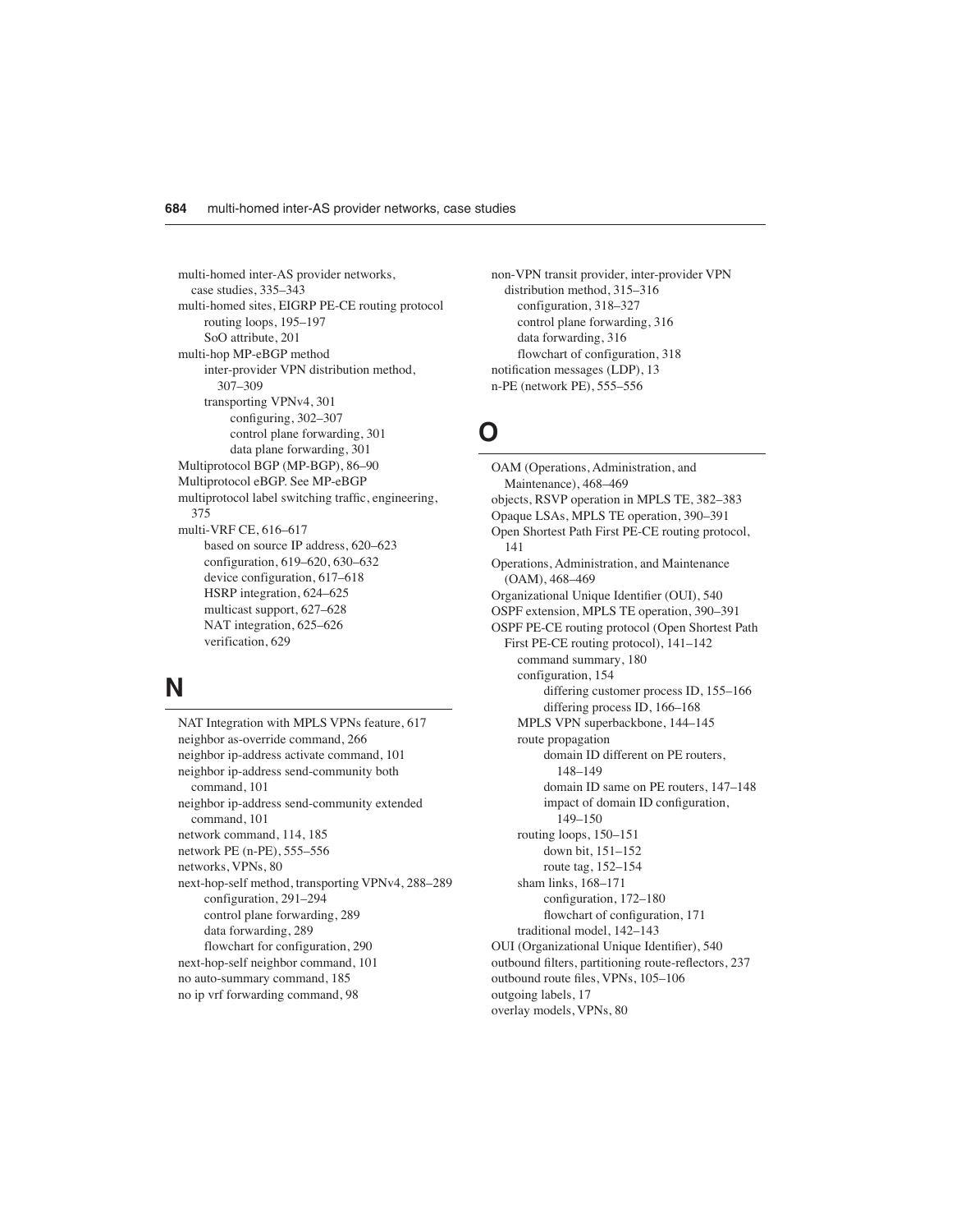multi-homed inter-AS provider networks, case studies, 335–343
multi-homed sites, EIGRP PE-CE routing protocol
    routing loops, 195–197
    SoO attribute, 201
multi-hop MP-eBGP method
    inter-provider VPN distribution method, 307–309
    transporting VPNv4, 301
        configuring, 302–307
        control plane forwarding, 301
        data plane forwarding, 301
Multiprotocol BGP (MP-BGP), 86–90
Multiprotocol eBGP. See MP-eBGP
multiprotocol label switching traffic, engineering, 375
multi-VRF CE, 616–617
    based on source IP address, 620–623
    configuration, 619–620, 630–632
    device configuration, 617–618
    HSRP integration, 624–625
    multicast support, 627–628
    NAT integration, 625–626
    verification, 629

# N

NAT Integration with MPLS VPNs feature, 617
neighbor as-override command, 266
neighbor ip-address activate command, 101
neighbor ip-address send-community both command, 101
neighbor ip-address send-community extended command, 101
network command, 114, 185
network PE (n-PE), 555–556
networks, VPNs, 80
next-hop-self method, transporting VPNv4, 288–289
    configuration, 291–294
    control plane forwarding, 289
    data forwarding, 289
    flowchart for configuration, 290
next-hop-self neighbor command, 101
no auto-summary command, 185
no ip vrf forwarding command, 98
non-VPN transit provider, inter-provider VPN distribution method, 315–316
    configuration, 318–327
    control plane forwarding, 316
    data forwarding, 316
    flowchart of configuration, 318
notification messages (LDP), 13
n-PE (network PE), 555–556

# O

OAM (Operations, Administration, and Maintenance), 468–469
objects, RSVP operation in MPLS TE, 382–383
Opaque LSAs, MPLS TE operation, 390–391
Open Shortest Path First PE-CE routing protocol, 141
Operations, Administration, and Maintenance (OAM), 468–469
Organizational Unique Identifier (OUI), 540
OSPF extension, MPLS TE operation, 390–391
OSPF PE-CE routing protocol (Open Shortest Path First PE-CE routing protocol), 141–142
    command summary, 180
    configuration, 154
        differing customer process ID, 155–166
        differing process ID, 166–168
    MPLS VPN superbackbone, 144–145
    route propagation
        domain ID different on PE routers, 148–149
        domain ID same on PE routers, 147–148
        impact of domain ID configuration, 149–150
    routing loops, 150–151
        down bit, 151–152
        route tag, 152–154
    sham links, 168–171
        configuration, 172–180
        flowchart of configuration, 171
    traditional model, 142–143
OUI (Organizational Unique Identifier), 540
outbound filters, partitioning route-reflectors, 237
outbound route files, VPNs, 105–106
outgoing labels, 17
overlay models, VPNs, 80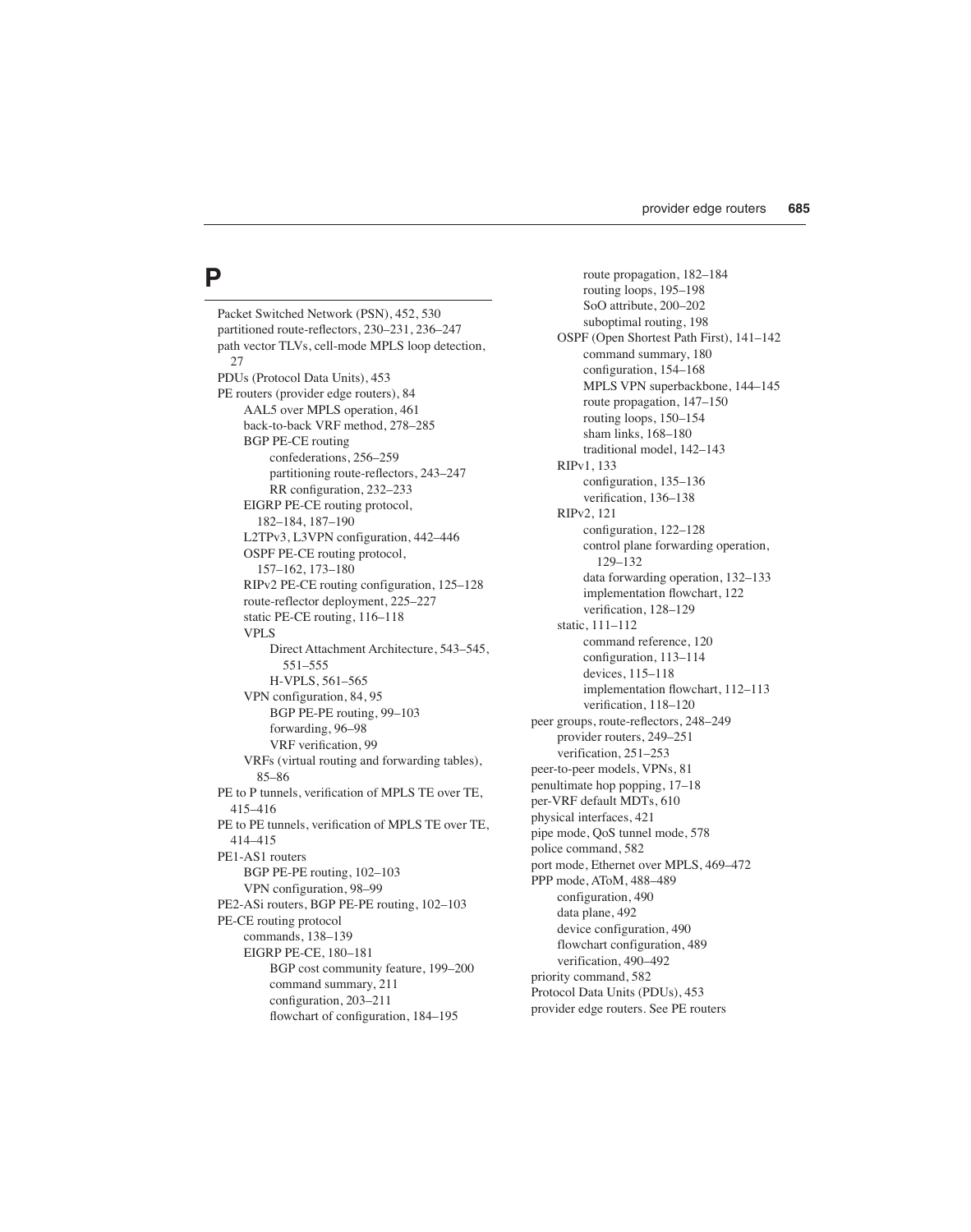# P

- Packet Switched Network (PSN), 452, 530
- partitioned route-reflectors, 230–231, 236–247
- path vector TLVs, cell-mode MPLS loop detection, 27
- PDUs (Protocol Data Units), 453
- PE routers (provider edge routers), 84
  - AAL5 over MPLS operation, 461
  - back-to-back VRF method, 278–285
  - BGP PE-CE routing
    - confederations, 256–259
    - partitioning route-reflectors, 243–247
    - RR configuration, 232–233
  - EIGRP PE-CE routing protocol, 182–184, 187–190
  - L2TPv3, L3VPN configuration, 442–446
  - OSPF PE-CE routing protocol, 157–162, 173–180
  - RIPv2 PE-CE routing configuration, 125–128
  - route-reflector deployment, 225–227
  - static PE-CE routing, 116–118
  - VPLS
    - Direct Attachment Architecture, 543–545, 551–555
    - H-VPLS, 561–565
  - VPN configuration, 84, 95
    - BGP PE-PE routing, 99–103
    - forwarding, 96–98
    - VRF verification, 99
  - VRFs (virtual routing and forwarding tables), 85–86
- PE to P tunnels, verification of MPLS TE over TE, 415–416
- PE to PE tunnels, verification of MPLS TE over TE, 414–415
- PE1-AS1 routers
  - BGP PE-PE routing, 102–103
  - VPN configuration, 98–99
- PE2-ASi routers, BGP PE-PE routing, 102–103
- PE-CE routing protocol
  - commands, 138–139
  - EIGRP PE-CE, 180–181
    - BGP cost community feature, 199–200
    - command summary, 211
    - configuration, 203–211
    - flowchart of configuration, 184–195
    - route propagation, 182–184
    - routing loops, 195–198
    - SoO attribute, 200–202
    - suboptimal routing, 198
  - OSPF (Open Shortest Path First), 141–142
    - command summary, 180
    - configuration, 154–168
    - MPLS VPN superbackbone, 144–145
    - route propagation, 147–150
    - routing loops, 150–154
    - sham links, 168–180
    - traditional model, 142–143
  - RIPv1, 133
    - configuration, 135–136
    - verification, 136–138
  - RIPv2, 121
    - configuration, 122–128
    - control plane forwarding operation, 129–132
    - data forwarding operation, 132–133
    - implementation flowchart, 122
    - verification, 128–129
  - static, 111–112
    - command reference, 120
    - configuration, 113–114
    - devices, 115–118
    - implementation flowchart, 112–113
    - verification, 118–120
- peer groups, route-reflectors, 248–249
  - provider routers, 249–251
  - verification, 251–253
- peer-to-peer models, VPNs, 81
- penultimate hop popping, 17–18
- per-VRF default MDTs, 610
- physical interfaces, 421
- pipe mode, QoS tunnel mode, 578
- police command, 582
- port mode, Ethernet over MPLS, 469–472
- PPP mode, AToM, 488–489
  - configuration, 490
  - data plane, 492
  - device configuration, 490
  - flowchart configuration, 489
  - verification, 490–492
- priority command, 582
- Protocol Data Units (PDUs), 453
- provider edge routers. See PE routers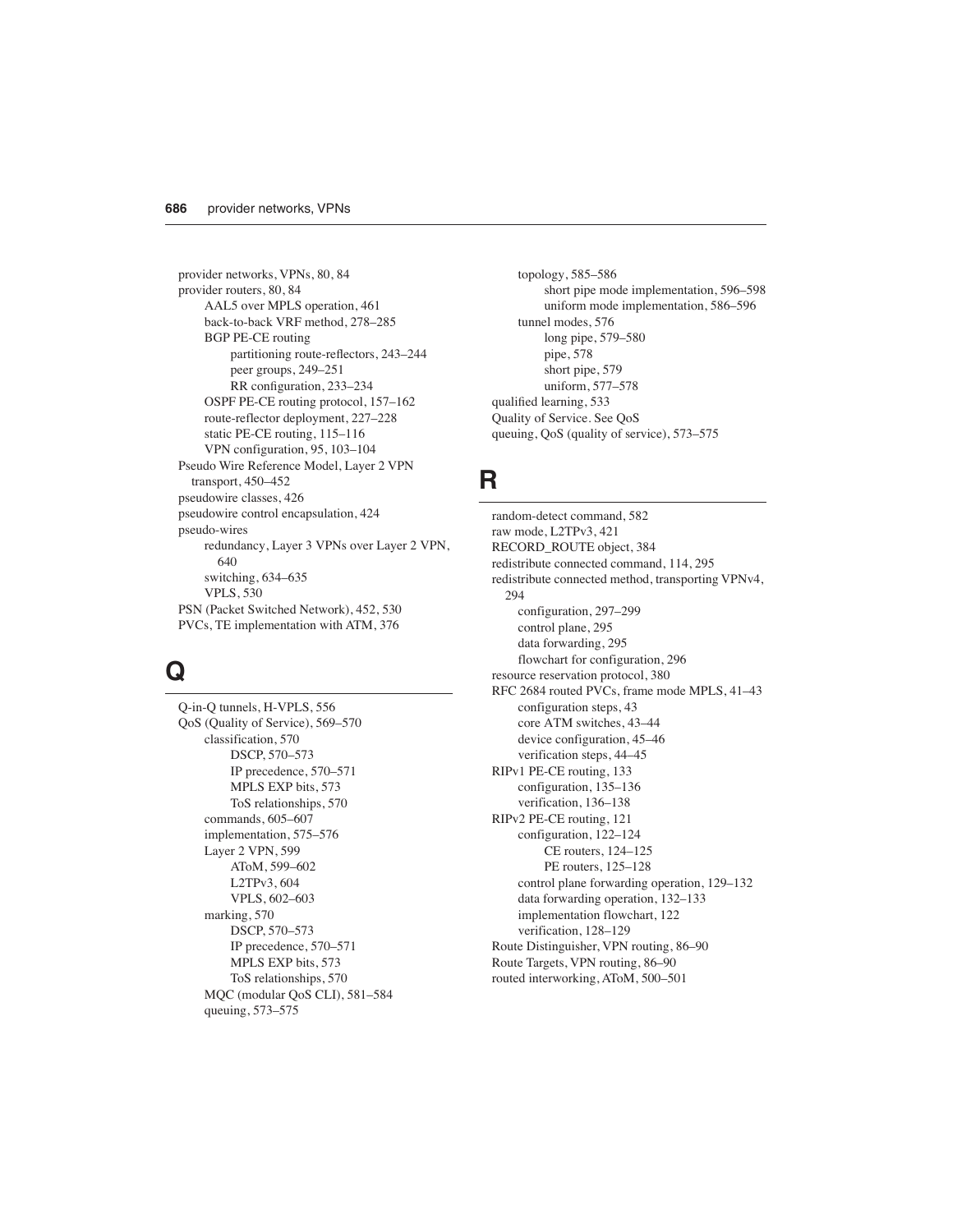provider networks, VPNs, 80, 84
provider routers, 80, 84
  AAL5 over MPLS operation, 461
  back-to-back VRF method, 278–285
  BGP PE-CE routing
    partitioning route-reflectors, 243–244
    peer groups, 249–251
    RR configuration, 233–234
  OSPF PE-CE routing protocol, 157–162
  route-reflector deployment, 227–228
  static PE-CE routing, 115–116
  VPN configuration, 95, 103–104
Pseudo Wire Reference Model, Layer 2 VPN transport, 450–452
pseudowire classes, 426
pseudowire control encapsulation, 424
pseudo-wires
  redundancy, Layer 3 VPNs over Layer 2 VPN, 640
  switching, 634–635
  VPLS, 530
PSN (Packet Switched Network), 452, 530
PVCs, TE implementation with ATM, 376

## Q

Q-in-Q tunnels, H-VPLS, 556
QoS (Quality of Service), 569–570
  classification, 570
    DSCP, 570–573
    IP precedence, 570–571
    MPLS EXP bits, 573
    ToS relationships, 570
  commands, 605–607
  implementation, 575–576
  Layer 2 VPN, 599
    AToM, 599–602
    L2TPv3, 604
    VPLS, 602–603
  marking, 570
    DSCP, 570–573
    IP precedence, 570–571
    MPLS EXP bits, 573
    ToS relationships, 570
  MQC (modular QoS CLI), 581–584
  queuing, 573–575
  topology, 585–586
    short pipe mode implementation, 596–598
    uniform mode implementation, 586–596
  tunnel modes, 576
    long pipe, 579–580
    pipe, 578
    short pipe, 579
    uniform, 577–578
qualified learning, 533
Quality of Service. See QoS
queuing, QoS (quality of service), 573–575

## R

random-detect command, 582
raw mode, L2TPv3, 421
RECORD_ROUTE object, 384
redistribute connected command, 114, 295
redistribute connected method, transporting VPNv4, 294
  configuration, 297–299
  control plane, 295
  data forwarding, 295
  flowchart for configuration, 296
resource reservation protocol, 380
RFC 2684 routed PVCs, frame mode MPLS, 41–43
  configuration steps, 43
  core ATM switches, 43–44
  device configuration, 45–46
  verification steps, 44–45
RIPv1 PE-CE routing, 133
  configuration, 135–136
  verification, 136–138
RIPv2 PE-CE routing, 121
  configuration, 122–124
    CE routers, 124–125
    PE routers, 125–128
  control plane forwarding operation, 129–132
  data forwarding operation, 132–133
  implementation flowchart, 122
  verification, 128–129
Route Distinguisher, VPN routing, 86–90
Route Targets, VPN routing, 86–90
routed interworking, AToM, 500–501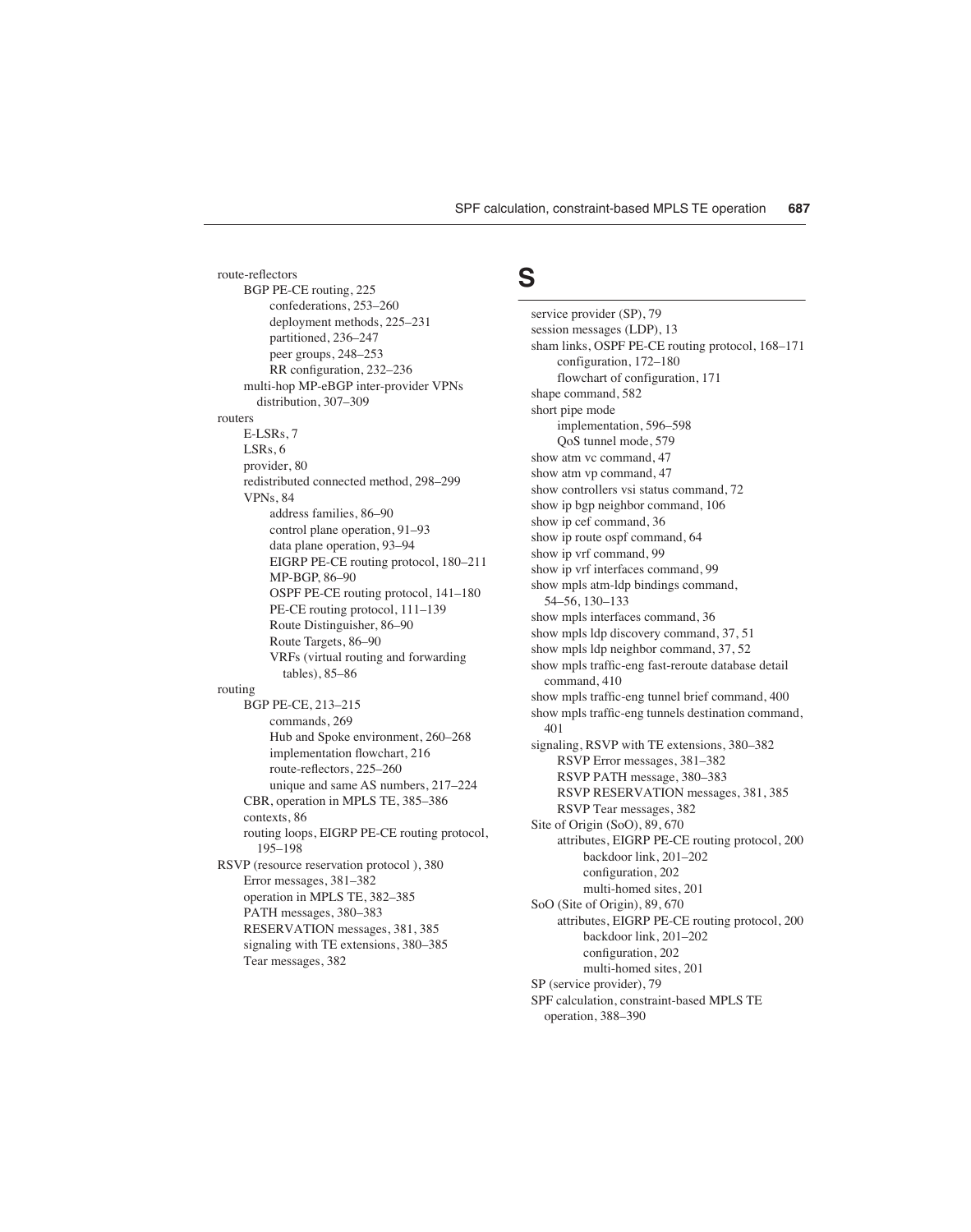route-reflectors
- BGP PE-CE routing, 225
  - confederations, 253–260
  - deployment methods, 225–231
  - partitioned, 236–247
  - peer groups, 248–253
  - RR configuration, 232–236
- multi-hop MP-eBGP inter-provider VPNs distribution, 307–309

routers
- E-LSRs, 7
- LSRs, 6
- provider, 80
- redistributed connected method, 298–299
- VPNs, 84
  - address families, 86–90
  - control plane operation, 91–93
  - data plane operation, 93–94
  - EIGRP PE-CE routing protocol, 180–211
  - MP-BGP, 86–90
  - OSPF PE-CE routing protocol, 141–180
  - PE-CE routing protocol, 111–139
  - Route Distinguisher, 86–90
  - Route Targets, 86–90
  - VRFs (virtual routing and forwarding tables), 85–86

routing
- BGP PE-CE, 213–215
  - commands, 269
  - Hub and Spoke environment, 260–268
  - implementation flowchart, 216
  - route-reflectors, 225–260
  - unique and same AS numbers, 217–224
- CBR, operation in MPLS TE, 385–386
- contexts, 86
- routing loops, EIGRP PE-CE routing protocol, 195–198

RSVP (resource reservation protocol ), 380
- Error messages, 381–382
- operation in MPLS TE, 382–385
- PATH messages, 380–383
- RESERVATION messages, 381, 385
- signaling with TE extensions, 380–385
- Tear messages, 382

# S

service provider (SP), 79

session messages (LDP), 13

sham links, OSPF PE-CE routing protocol, 168–171
- configuration, 172–180
- flowchart of configuration, 171

shape command, 582

short pipe mode
- implementation, 596–598
- QoS tunnel mode, 579

show atm vc command, 47

show atm vp command, 47

show controllers vsi status command, 72

show ip bgp neighbor command, 106

show ip cef command, 36

show ip route ospf command, 64

show ip vrf command, 99

show ip vrf interfaces command, 99

show mpls atm-ldp bindings command, 54–56, 130–133

show mpls interfaces command, 36

show mpls ldp discovery command, 37, 51

show mpls ldp neighbor command, 37, 52

show mpls traffic-eng fast-reroute database detail command, 410

show mpls traffic-eng tunnel brief command, 400

show mpls traffic-eng tunnels destination command, 401

signaling, RSVP with TE extensions, 380–382
- RSVP Error messages, 381–382
- RSVP PATH message, 380–383
- RSVP RESERVATION messages, 381, 385
- RSVP Tear messages, 382

Site of Origin (SoO), 89, 670
- attributes, EIGRP PE-CE routing protocol, 200
  - backdoor link, 201–202
  - configuration, 202
  - multi-homed sites, 201

SoO (Site of Origin), 89, 670
- attributes, EIGRP PE-CE routing protocol, 200
  - backdoor link, 201–202
  - configuration, 202
  - multi-homed sites, 201

SP (service provider), 79

SPF calculation, constraint-based MPLS TE operation, 388–390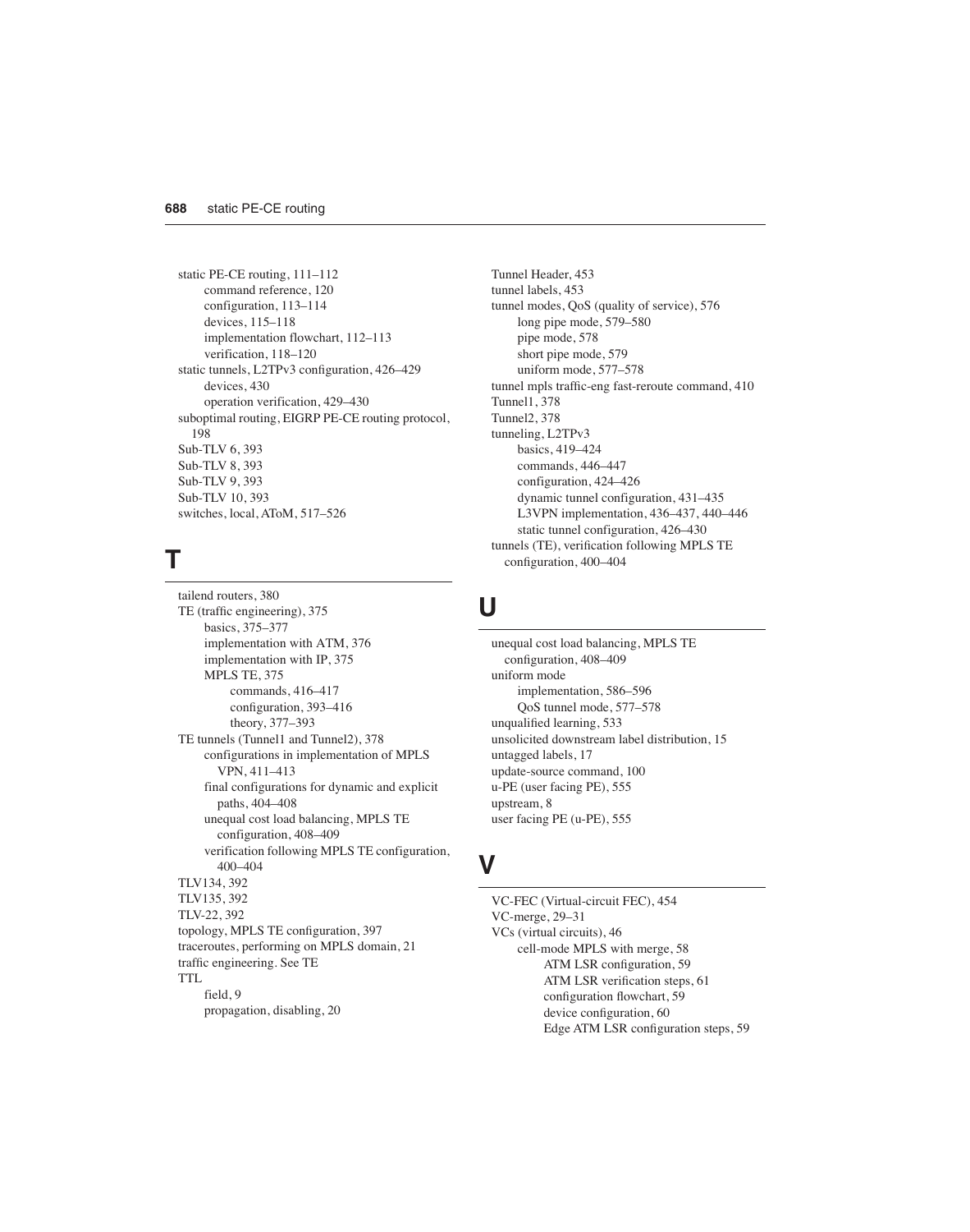static PE-CE routing, 111–112
- command reference, 120
- configuration, 113–114
- devices, 115–118
- implementation flowchart, 112–113
- verification, 118–120

static tunnels, L2TPv3 configuration, 426–429
- devices, 430
- operation verification, 429–430

suboptimal routing, EIGRP PE-CE routing protocol, 198

Sub-TLV 6, 393

Sub-TLV 8, 393

Sub-TLV 9, 393

Sub-TLV 10, 393

switches, local, AToM, 517–526

## T

tailend routers, 380

TE (traffic engineering), 375
- basics, 375–377
- implementation with ATM, 376
- implementation with IP, 375
- MPLS TE, 375
  - commands, 416–417
  - configuration, 393–416
  - theory, 377–393

TE tunnels (Tunnel1 and Tunnel2), 378
- configurations in implementation of MPLS VPN, 411–413
- final configurations for dynamic and explicit paths, 404–408
- unequal cost load balancing, MPLS TE configuration, 408–409
- verification following MPLS TE configuration, 400–404

TLV134, 392

TLV135, 392

TLV-22, 392

topology, MPLS TE configuration, 397

traceroutes, performing on MPLS domain, 21

traffic engineering. See TE

TTL
- field, 9
- propagation, disabling, 20

Tunnel Header, 453

tunnel labels, 453

tunnel modes, QoS (quality of service), 576
- long pipe mode, 579–580
- pipe mode, 578
- short pipe mode, 579
- uniform mode, 577–578

tunnel mpls traffic-eng fast-reroute command, 410

Tunnel1, 378

Tunnel2, 378

tunneling, L2TPv3
- basics, 419–424
- commands, 446–447
- configuration, 424–426
- dynamic tunnel configuration, 431–435
- L3VPN implementation, 436–437, 440–446
- static tunnel configuration, 426–430

tunnels (TE), verification following MPLS TE configuration, 400–404

## U

unequal cost load balancing, MPLS TE configuration, 408–409

uniform mode
- implementation, 586–596
- QoS tunnel mode, 577–578

unqualified learning, 533

unsolicited downstream label distribution, 15

untagged labels, 17

update-source command, 100

u-PE (user facing PE), 555

upstream, 8

user facing PE (u-PE), 555

## V

VC-FEC (Virtual-circuit FEC), 454

VC-merge, 29–31

VCs (virtual circuits), 46
- cell-mode MPLS with merge, 58
  - ATM LSR configuration, 59
  - ATM LSR verification steps, 61
  - configuration flowchart, 59
  - device configuration, 60
  - Edge ATM LSR configuration steps, 59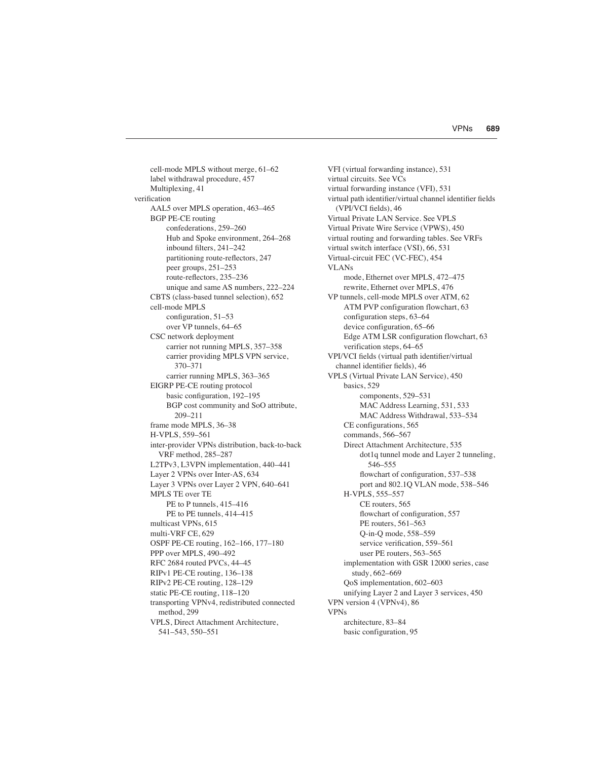cell-mode MPLS without merge, 61–62
label withdrawal procedure, 457
Multiplexing, 41

verification
- AAL5 over MPLS operation, 463–465
- BGP PE-CE routing
  - confederations, 259–260
  - Hub and Spoke environment, 264–268
  - inbound filters, 241–242
  - partitioning route-reflectors, 247
  - peer groups, 251–253
  - route-reflectors, 235–236
  - unique and same AS numbers, 222–224
- CBTS (class-based tunnel selection), 652
- cell-mode MPLS
  - configuration, 51–53
  - over VP tunnels, 64–65
- CSC network deployment
  - carrier not running MPLS, 357–358
  - carrier providing MPLS VPN service, 370–371
  - carrier running MPLS, 363–365
- EIGRP PE-CE routing protocol
  - basic configuration, 192–195
  - BGP cost community and SoO attribute, 209–211
- frame mode MPLS, 36–38
- H-VPLS, 559–561
- inter-provider VPNs distribution, back-to-back VRF method, 285–287
- L2TPv3, L3VPN implementation, 440–441
- Layer 2 VPNs over Inter-AS, 634
- Layer 3 VPNs over Layer 2 VPN, 640–641
- MPLS TE over TE
  - PE to P tunnels, 415–416
  - PE to PE tunnels, 414–415
- multicast VPNs, 615
- multi-VRF CE, 629
- OSPF PE-CE routing, 162–166, 177–180
- PPP over MPLS, 490–492
- RFC 2684 routed PVCs, 44–45
- RIPv1 PE-CE routing, 136–138
- RIPv2 PE-CE routing, 128–129
- static PE-CE routing, 118–120
- transporting VPNv4, redistributed connected method, 299
- VPLS, Direct Attachment Architecture, 541–543, 550–551

VFI (virtual forwarding instance), 531
virtual circuits. See VCs
virtual forwarding instance (VFI), 531
virtual path identifier/virtual channel identifier fields (VPI/VCI fields), 46
Virtual Private LAN Service. See VPLS
Virtual Private Wire Service (VPWS), 450
virtual routing and forwarding tables. See VRFs
virtual switch interface (VSI), 66, 531
Virtual-circuit FEC (VC-FEC), 454

VLANs
- mode, Ethernet over MPLS, 472–475
- rewrite, Ethernet over MPLS, 476

VP tunnels, cell-mode MPLS over ATM, 62
- ATM PVP configuration flowchart, 63
- configuration steps, 63–64
- device configuration, 65–66
- Edge ATM LSR configuration flowchart, 63
- verification steps, 64–65

VPI/VCI fields (virtual path identifier/virtual channel identifier fields), 46

VPLS (Virtual Private LAN Service), 450
- basics, 529
  - components, 529–531
  - MAC Address Learning, 531, 533
  - MAC Address Withdrawal, 533–534
- CE configurations, 565
- commands, 566–567
- Direct Attachment Architecture, 535
  - dot1q tunnel mode and Layer 2 tunneling, 546–555
  - flowchart of configuration, 537–538
  - port and 802.1Q VLAN mode, 538–546
- H-VPLS, 555–557
  - CE routers, 565
  - flowchart of configuration, 557
  - PE routers, 561–563
  - Q-in-Q mode, 558–559
  - service verification, 559–561
  - user PE routers, 563–565
- implementation with GSR 12000 series, case study, 662–669
- QoS implementation, 602–603
- unifying Layer 2 and Layer 3 services, 450

VPN version 4 (VPNv4), 86

VPNs
- architecture, 83–84
- basic configuration, 95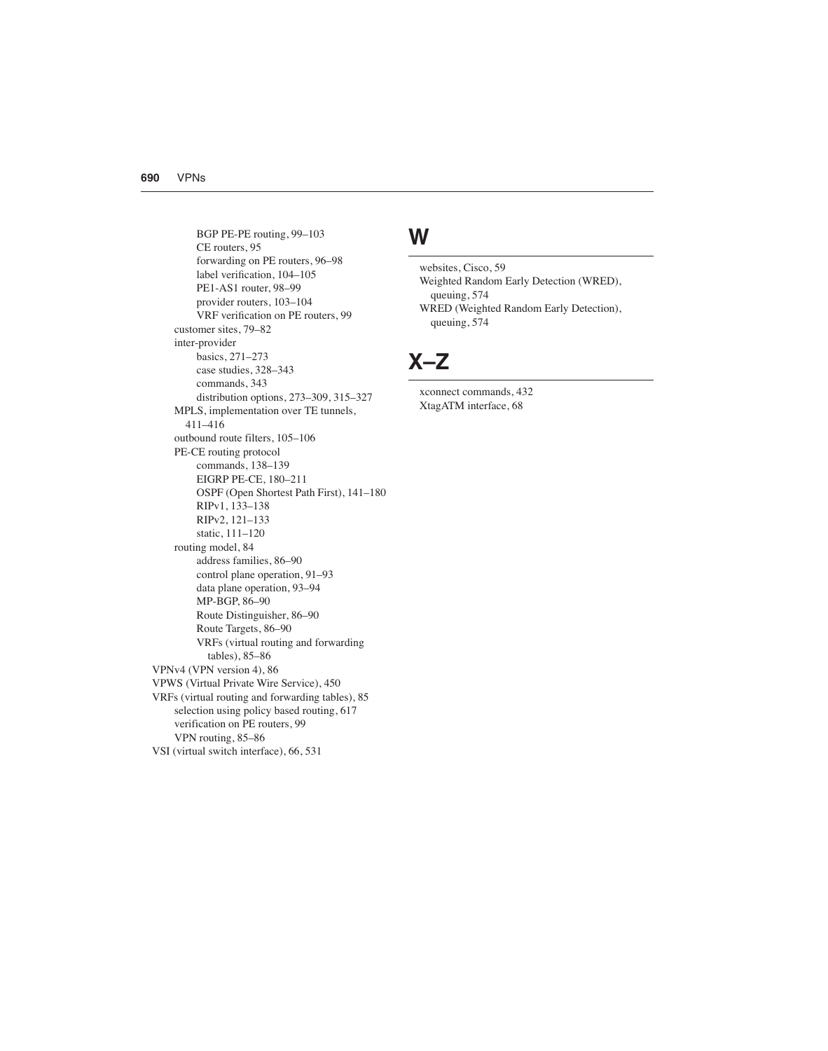- BGP PE-PE routing, 99–103
    - CE routers, 95
    - forwarding on PE routers, 96–98
    - label verification, 104–105
    - PE1-AS1 router, 98–99
    - provider routers, 103–104
    - VRF verification on PE routers, 99
  - customer sites, 79–82
  - inter-provider
    - basics, 271–273
    - case studies, 328–343
    - commands, 343
    - distribution options, 273–309, 315–327
  - MPLS, implementation over TE tunnels, 411–416
  - outbound route filters, 105–106
  - PE-CE routing protocol
    - commands, 138–139
    - EIGRP PE-CE, 180–211
    - OSPF (Open Shortest Path First), 141–180
    - RIPv1, 133–138
    - RIPv2, 121–133
    - static, 111–120
  - routing model, 84
    - address families, 86–90
    - control plane operation, 91–93
    - data plane operation, 93–94
    - MP-BGP, 86–90
    - Route Distinguisher, 86–90
    - Route Targets, 86–90
    - VRFs (virtual routing and forwarding tables), 85–86
- VPNv4 (VPN version 4), 86
- VPWS (Virtual Private Wire Service), 450
- VRFs (virtual routing and forwarding tables), 85
  - selection using policy based routing, 617
  - verification on PE routers, 99
  - VPN routing, 85–86
- VSI (virtual switch interface), 66, 531

## W

- websites, Cisco, 59
- Weighted Random Early Detection (WRED), queuing, 574
- WRED (Weighted Random Early Detection), queuing, 574

## X–Z

- xconnect commands, 432
- XtagATM interface, 68